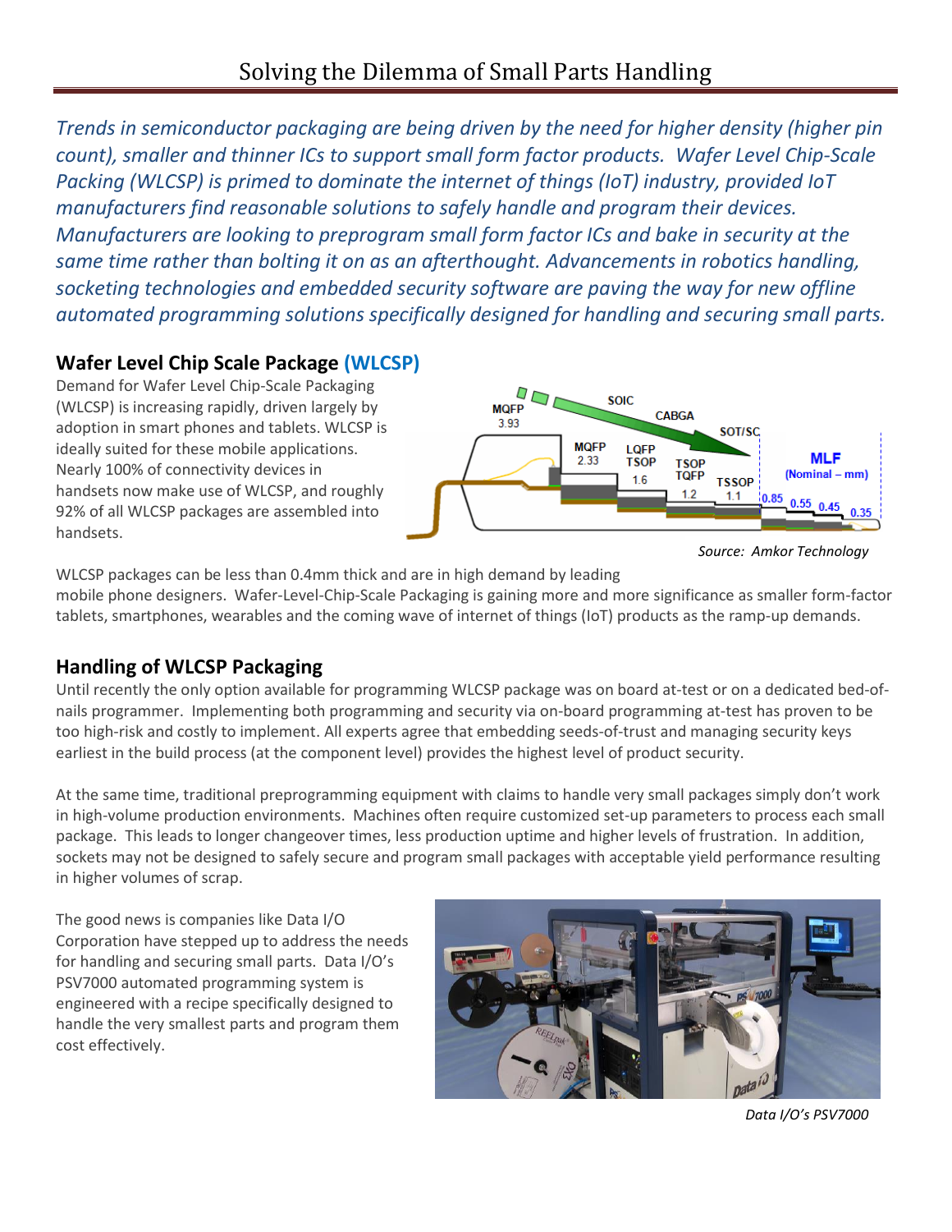# Solving the Dilemma of Small Parts Handling

*Trends in semiconductor packaging are being driven by the need for higher density (higher pin count), smaller and thinner ICs to support small form factor products. Wafer Level Chip-Scale Packing (WLCSP) is primed to dominate the internet of things (IoT) industry, provided IoT manufacturers find reasonable solutions to safely handle and program their devices. Manufacturers are looking to preprogram small form factor ICs and bake in security at the same time rather than bolting it on as an afterthought. Advancements in robotics handling, socketing technologies and embedded security software are paving the way for new offline automated programming solutions specifically designed for handling and securing small parts.*

## Wafer Level Chip Scale Package (WLCSP)

Demand for Wafer Level Chip-Scale Packaging (WLCSP) is increasing rapidly, driven largely by adoption in smart phones and tablets. WLCSP is ideally suited for these mobile applications. Nearly 100% of connectivity devices in handsets now make use of WLCSP, and roughly 92% of all WLCSP packages are assembled into handsets.

*Source: Amkor Technology*

WLCSP packages can be less than 0.4mm thick and are in high demand by leading mobile phone designers. Wafer-Level-Chip-Scale Packaging is gaining more and more significance as smaller form-factor tablets, smartphones, wearables and the coming wave of internet of things (IoT) products as the ramp-up demands.

## Handling of WLCSP Packaging

Until recently the only option available for programming WLCSP package was on board at-test or on a dedicated bed-of-nails programmer. Implementing both programming and security via on-board programming at-test has proven to be too high-risk and costly to implement. All experts agree that embedding seeds-of-trust and managing security keys earliest in the build process (at the component level) provides the highest level of product security.

At the same time, traditional preprogramming equipment with claims to handle very small packages simply don't work in high-volume production environments. Machines often require customized set-up parameters to process each small package. This leads to longer changeover times, less production uptime and higher levels of frustration. In addition, sockets may not be designed to safely secure and program small packages with acceptable yield performance resulting in higher volumes of scrap.

The good news is companies like Data I/O Corporation have stepped up to address the needs for handling and securing small parts. Data I/O's PSV7000 automated programming system is engineered with a recipe specifically designed to handle the very smallest parts and program them cost effectively.

*Data I/O's PSV7000*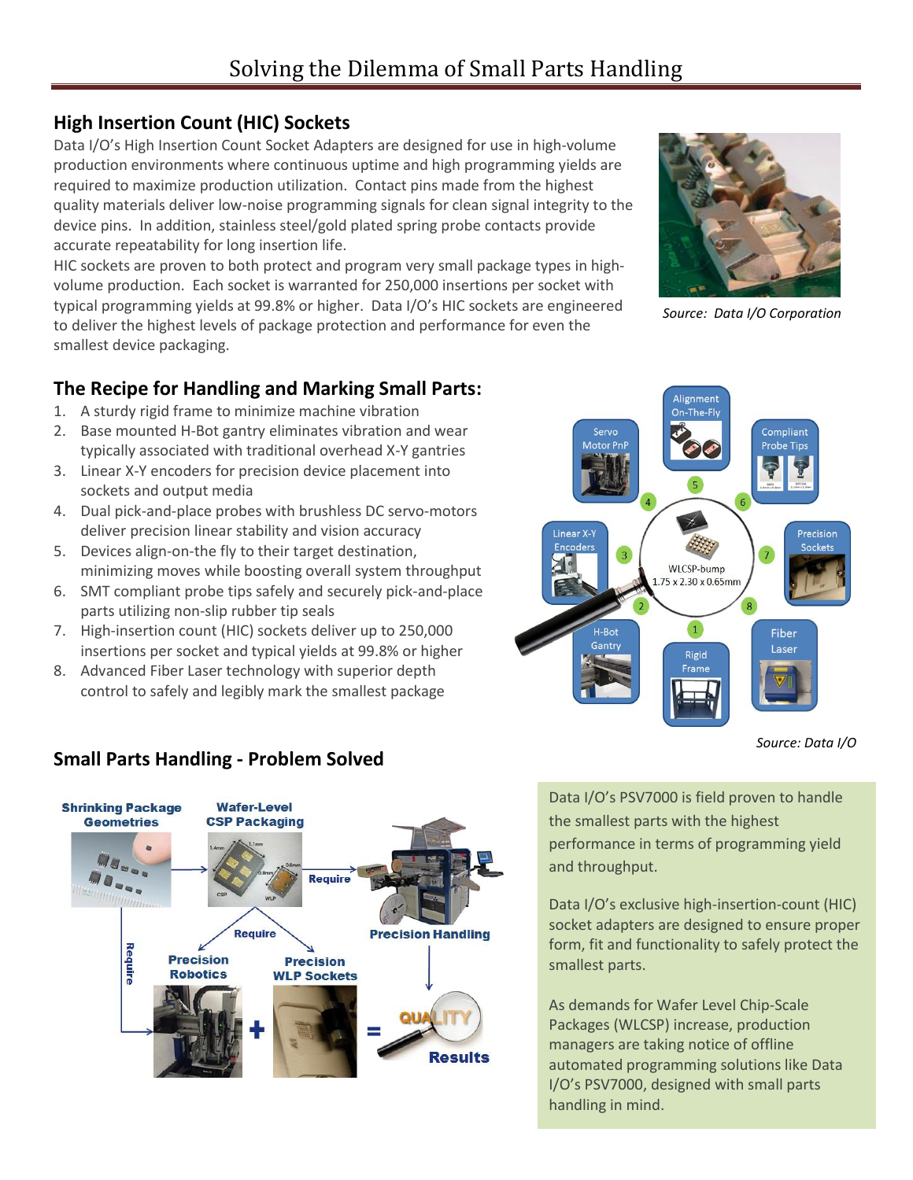# Solving the Dilemma of Small Parts Handling

## High Insertion Count (HIC) Sockets

Data I/O's High Insertion Count Socket Adapters are designed for use in high-volume production environments where continuous uptime and high programming yields are required to maximize production utilization. Contact pins made from the highest quality materials deliver low-noise programming signals for clean signal integrity to the device pins. In addition, stainless steel/gold plated spring probe contacts provide accurate repeatability for long insertion life.

HIC sockets are proven to both protect and program very small package types in high-volume production. Each socket is warranted for 250,000 insertions per socket with typical programming yields at 99.8% or higher. Data I/O's HIC sockets are engineered to deliver the highest levels of package protection and performance for even the smallest device packaging.

*Source: Data I/O Corporation*

## The Recipe for Handling and Marking Small Parts:

1. A sturdy rigid frame to minimize machine vibration
2. Base mounted H-Bot gantry eliminates vibration and wear typically associated with traditional overhead X-Y gantries
3. Linear X-Y encoders for precision device placement into sockets and output media
4. Dual pick-and-place probes with brushless DC servo-motors deliver precision linear stability and vision accuracy
5. Devices align-on the fly to their target destination, minimizing moves while boosting overall system throughput
6. SMT compliant probe tips safely and securely pick-and-place parts utilizing non-slip rubber tip seals
7. High-insertion count (HIC) sockets deliver up to 250,000 insertions per socket and typical yields at 99.8% or higher
8. Advanced Fiber Laser technology with superior depth control to safely and legibly mark the smallest package

*Source: Data I/O*

## Small Parts Handling - Problem Solved

Data I/O's PSV7000 is field proven to handle the smallest parts with the highest performance in terms of programming yield and throughput.

Data I/O's exclusive high-insertion-count (HIC) socket adapters are designed to ensure proper form, fit and functionality to safely protect the smallest parts.

As demands for Wafer Level Chip-Scale Packages (WLCSP) increase, production managers are taking notice of offline automated programming solutions like Data I/O's PSV7000, designed with small parts handling in mind.